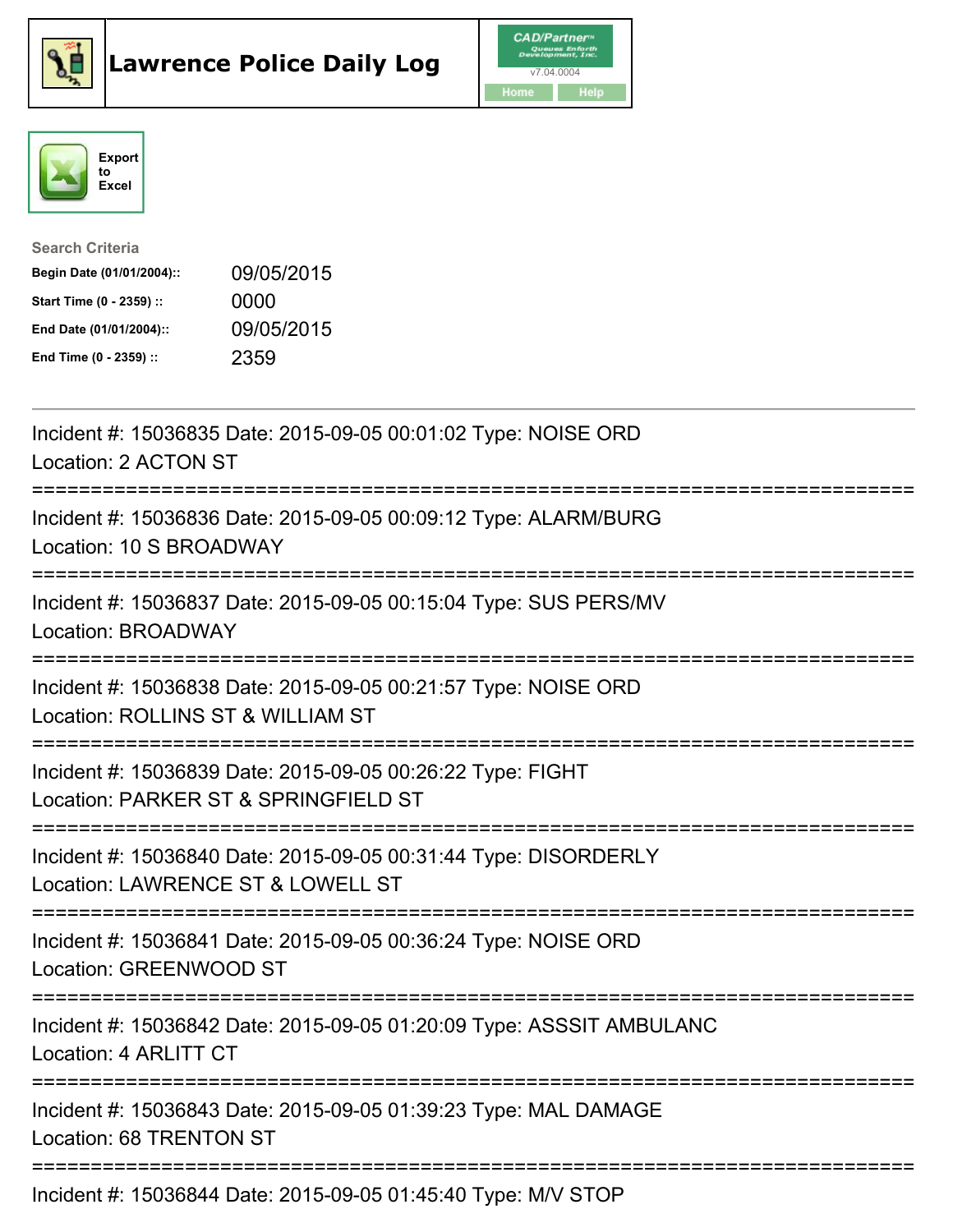# Lawrence Police Daily Log

CAD/Partner v7.04.0004

Home | Help

Export to Excel

**Search Criteria**

| | |
|---|---|
| **Begin Date (01/01/2004)::** | 09/05/2015 |
| **Start Time (0 - 2359) ::** | 0000 |
| **End Date (01/01/2004)::** | 09/05/2015 |
| **End Time (0 - 2359) ::** | 2359 |

---

Incident #: 15036835 Date: 2015-09-05 00:01:02 Type: NOISE ORD
Location: 2 ACTON ST

===========================================================================

Incident #: 15036836 Date: 2015-09-05 00:09:12 Type: ALARM/BURG
Location: 10 S BROADWAY

===========================================================================

Incident #: 15036837 Date: 2015-09-05 00:15:04 Type: SUS PERS/MV
Location: BROADWAY

===========================================================================

Incident #: 15036838 Date: 2015-09-05 00:21:57 Type: NOISE ORD
Location: ROLLINS ST & WILLIAM ST

===========================================================================

Incident #: 15036839 Date: 2015-09-05 00:26:22 Type: FIGHT
Location: PARKER ST & SPRINGFIELD ST

===========================================================================

Incident #: 15036840 Date: 2015-09-05 00:31:44 Type: DISORDERLY
Location: LAWRENCE ST & LOWELL ST

===========================================================================

Incident #: 15036841 Date: 2015-09-05 00:36:24 Type: NOISE ORD
Location: GREENWOOD ST

===========================================================================

Incident #: 15036842 Date: 2015-09-05 01:20:09 Type: ASSSIT AMBULANC
Location: 4 ARLITT CT

===========================================================================

Incident #: 15036843 Date: 2015-09-05 01:39:23 Type: MAL DAMAGE
Location: 68 TRENTON ST

===========================================================================

Incident #: 15036844 Date: 2015-09-05 01:45:40 Type: M/V STOP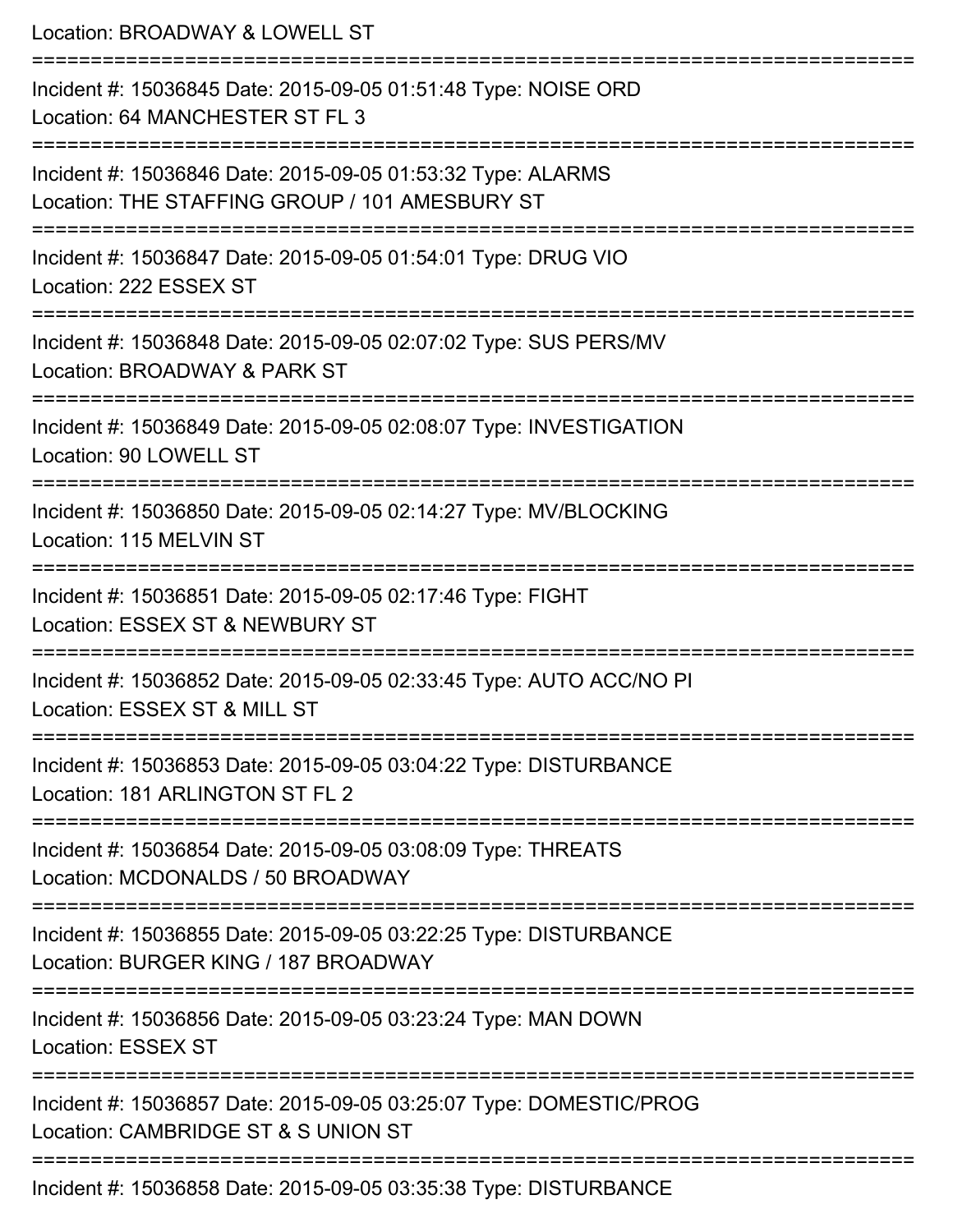Location: BROADWAY & LOWELL ST

===========================================================================

Incident #: 15036845 Date: 2015-09-05 01:51:48 Type: NOISE ORD
Location: 64 MANCHESTER ST FL 3

===========================================================================

Incident #: 15036846 Date: 2015-09-05 01:53:32 Type: ALARMS
Location: THE STAFFING GROUP / 101 AMESBURY ST

===========================================================================

Incident #: 15036847 Date: 2015-09-05 01:54:01 Type: DRUG VIO
Location: 222 ESSEX ST

===========================================================================

Incident #: 15036848 Date: 2015-09-05 02:07:02 Type: SUS PERS/MV
Location: BROADWAY & PARK ST

===========================================================================

Incident #: 15036849 Date: 2015-09-05 02:08:07 Type: INVESTIGATION
Location: 90 LOWELL ST

===========================================================================

Incident #: 15036850 Date: 2015-09-05 02:14:27 Type: MV/BLOCKING
Location: 115 MELVIN ST

===========================================================================

Incident #: 15036851 Date: 2015-09-05 02:17:46 Type: FIGHT
Location: ESSEX ST & NEWBURY ST

===========================================================================

Incident #: 15036852 Date: 2015-09-05 02:33:45 Type: AUTO ACC/NO PI
Location: ESSEX ST & MILL ST

===========================================================================

Incident #: 15036853 Date: 2015-09-05 03:04:22 Type: DISTURBANCE
Location: 181 ARLINGTON ST FL 2

===========================================================================

Incident #: 15036854 Date: 2015-09-05 03:08:09 Type: THREATS
Location: MCDONALDS / 50 BROADWAY

===========================================================================

Incident #: 15036855 Date: 2015-09-05 03:22:25 Type: DISTURBANCE
Location: BURGER KING / 187 BROADWAY

===========================================================================

Incident #: 15036856 Date: 2015-09-05 03:23:24 Type: MAN DOWN
Location: ESSEX ST

===========================================================================

Incident #: 15036857 Date: 2015-09-05 03:25:07 Type: DOMESTIC/PROG
Location: CAMBRIDGE ST & S UNION ST

===========================================================================

Incident #: 15036858 Date: 2015-09-05 03:35:38 Type: DISTURBANCE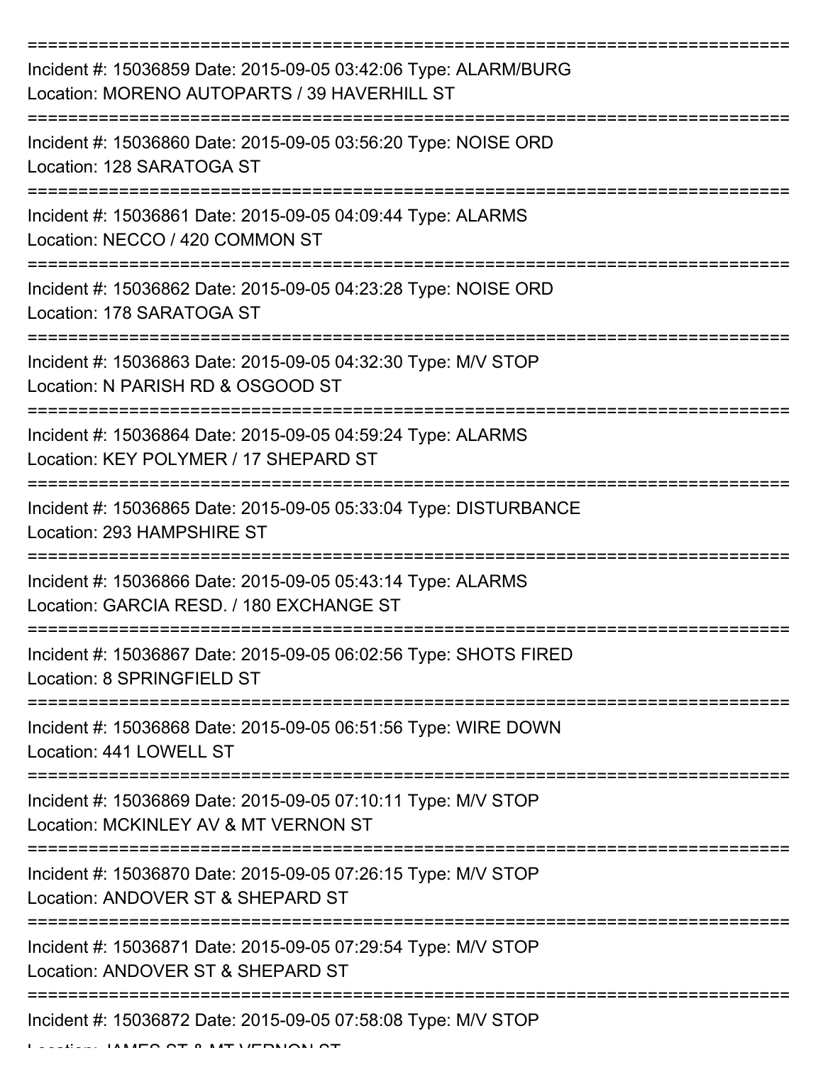Incident #: 15036859 Date: 2015-09-05 03:42:06 Type: ALARM/BURG
Location: MORENO AUTOPARTS / 39 HAVERHILL ST

Incident #: 15036860 Date: 2015-09-05 03:56:20 Type: NOISE ORD
Location: 128 SARATOGA ST

Incident #: 15036861 Date: 2015-09-05 04:09:44 Type: ALARMS
Location: NECCO / 420 COMMON ST

Incident #: 15036862 Date: 2015-09-05 04:23:28 Type: NOISE ORD
Location: 178 SARATOGA ST

Incident #: 15036863 Date: 2015-09-05 04:32:30 Type: M/V STOP
Location: N PARISH RD & OSGOOD ST

Incident #: 15036864 Date: 2015-09-05 04:59:24 Type: ALARMS
Location: KEY POLYMER / 17 SHEPARD ST

Incident #: 15036865 Date: 2015-09-05 05:33:04 Type: DISTURBANCE
Location: 293 HAMPSHIRE ST

Incident #: 15036866 Date: 2015-09-05 05:43:14 Type: ALARMS
Location: GARCIA RESD. / 180 EXCHANGE ST

Incident #: 15036867 Date: 2015-09-05 06:02:56 Type: SHOTS FIRED
Location: 8 SPRINGFIELD ST

Incident #: 15036868 Date: 2015-09-05 06:51:56 Type: WIRE DOWN
Location: 441 LOWELL ST

Incident #: 15036869 Date: 2015-09-05 07:10:11 Type: M/V STOP
Location: MCKINLEY AV & MT VERNON ST

Incident #: 15036870 Date: 2015-09-05 07:26:15 Type: M/V STOP
Location: ANDOVER ST & SHEPARD ST

Incident #: 15036871 Date: 2015-09-05 07:29:54 Type: M/V STOP
Location: ANDOVER ST & SHEPARD ST

Incident #: 15036872 Date: 2015-09-05 07:58:08 Type: M/V STOP
Location: JAMES ST & MT VERNON ST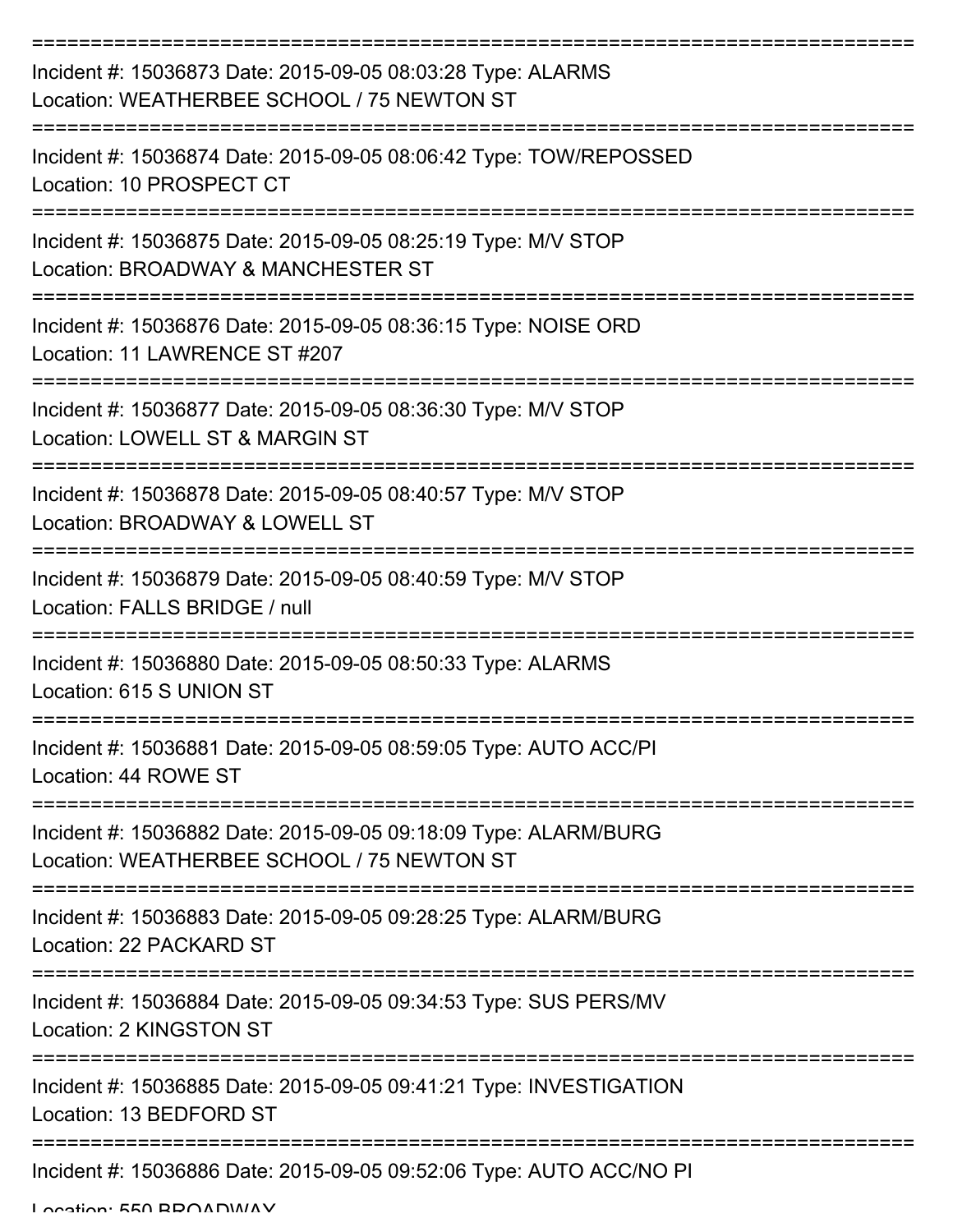Incident #: 15036873 Date: 2015-09-05 08:03:28 Type: ALARMS
Location: WEATHERBEE SCHOOL / 75 NEWTON ST

---

Incident #: 15036874 Date: 2015-09-05 08:06:42 Type: TOW/REPOSSED
Location: 10 PROSPECT CT

---

Incident #: 15036875 Date: 2015-09-05 08:25:19 Type: M/V STOP
Location: BROADWAY & MANCHESTER ST

---

Incident #: 15036876 Date: 2015-09-05 08:36:15 Type: NOISE ORD
Location: 11 LAWRENCE ST #207

---

Incident #: 15036877 Date: 2015-09-05 08:36:30 Type: M/V STOP
Location: LOWELL ST & MARGIN ST

---

Incident #: 15036878 Date: 2015-09-05 08:40:57 Type: M/V STOP
Location: BROADWAY & LOWELL ST

---

Incident #: 15036879 Date: 2015-09-05 08:40:59 Type: M/V STOP
Location: FALLS BRIDGE / null

---

Incident #: 15036880 Date: 2015-09-05 08:50:33 Type: ALARMS
Location: 615 S UNION ST

---

Incident #: 15036881 Date: 2015-09-05 08:59:05 Type: AUTO ACC/PI
Location: 44 ROWE ST

---

Incident #: 15036882 Date: 2015-09-05 09:18:09 Type: ALARM/BURG
Location: WEATHERBEE SCHOOL / 75 NEWTON ST

---

Incident #: 15036883 Date: 2015-09-05 09:28:25 Type: ALARM/BURG
Location: 22 PACKARD ST

---

Incident #: 15036884 Date: 2015-09-05 09:34:53 Type: SUS PERS/MV
Location: 2 KINGSTON ST

---

Incident #: 15036885 Date: 2015-09-05 09:41:21 Type: INVESTIGATION
Location: 13 BEDFORD ST

---

Incident #: 15036886 Date: 2015-09-05 09:52:06 Type: AUTO ACC/NO PI
Location: 550 BROADWAY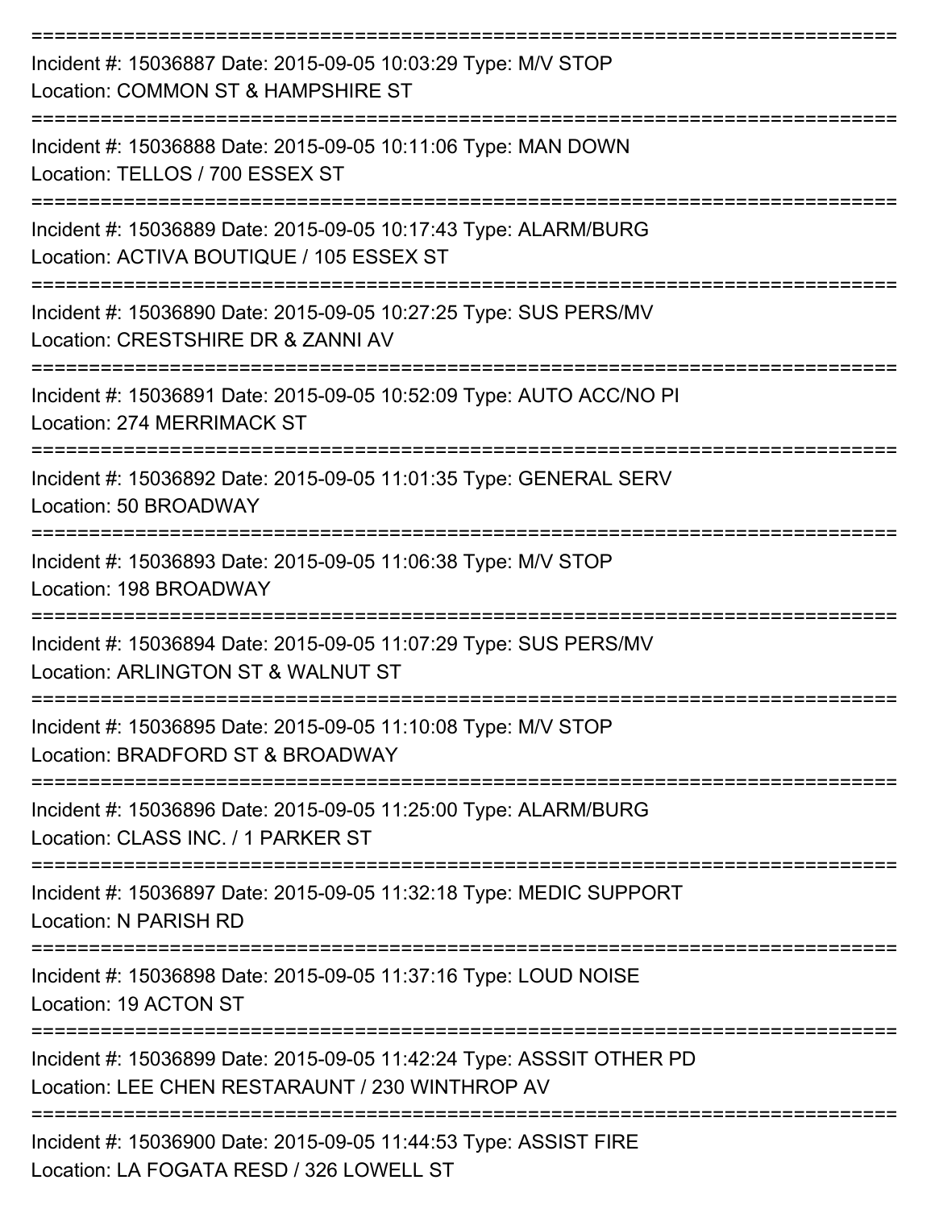===========================================================================

Incident #: 15036887 Date: 2015-09-05 10:03:29 Type: M/V STOP
Location: COMMON ST & HAMPSHIRE ST

===========================================================================

Incident #: 15036888 Date: 2015-09-05 10:11:06 Type: MAN DOWN
Location: TELLOS / 700 ESSEX ST

===========================================================================

Incident #: 15036889 Date: 2015-09-05 10:17:43 Type: ALARM/BURG
Location: ACTIVA BOUTIQUE / 105 ESSEX ST

===========================================================================

Incident #: 15036890 Date: 2015-09-05 10:27:25 Type: SUS PERS/MV
Location: CRESTSHIRE DR & ZANNI AV

===========================================================================

Incident #: 15036891 Date: 2015-09-05 10:52:09 Type: AUTO ACC/NO PI
Location: 274 MERRIMACK ST

===========================================================================

Incident #: 15036892 Date: 2015-09-05 11:01:35 Type: GENERAL SERV
Location: 50 BROADWAY

===========================================================================

Incident #: 15036893 Date: 2015-09-05 11:06:38 Type: M/V STOP
Location: 198 BROADWAY

===========================================================================

Incident #: 15036894 Date: 2015-09-05 11:07:29 Type: SUS PERS/MV
Location: ARLINGTON ST & WALNUT ST

===========================================================================

Incident #: 15036895 Date: 2015-09-05 11:10:08 Type: M/V STOP
Location: BRADFORD ST & BROADWAY

===========================================================================

Incident #: 15036896 Date: 2015-09-05 11:25:00 Type: ALARM/BURG
Location: CLASS INC. / 1 PARKER ST

===========================================================================

Incident #: 15036897 Date: 2015-09-05 11:32:18 Type: MEDIC SUPPORT
Location: N PARISH RD

===========================================================================

Incident #: 15036898 Date: 2015-09-05 11:37:16 Type: LOUD NOISE
Location: 19 ACTON ST

===========================================================================

Incident #: 15036899 Date: 2015-09-05 11:42:24 Type: ASSSIT OTHER PD
Location: LEE CHEN RESTARAUNT / 230 WINTHROP AV

===========================================================================

Incident #: 15036900 Date: 2015-09-05 11:44:53 Type: ASSIST FIRE
Location: LA FOGATA RESD / 326 LOWELL ST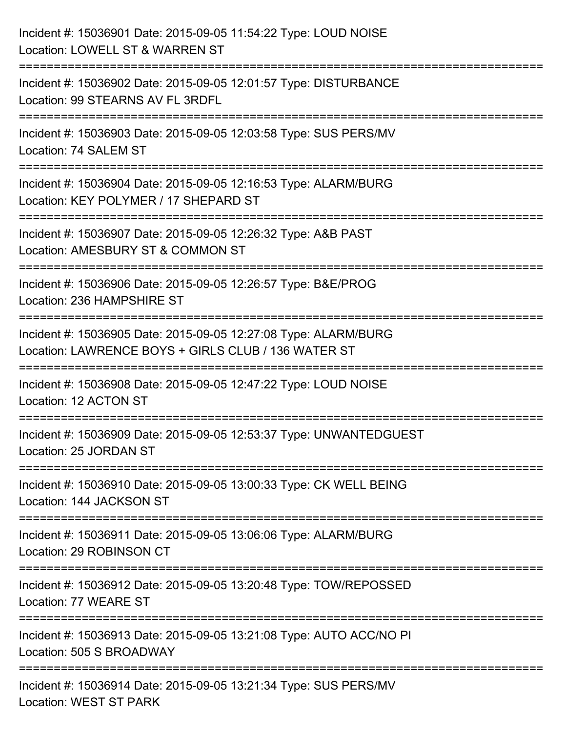Incident #: 15036901 Date: 2015-09-05 11:54:22 Type: LOUD NOISE
Location: LOWELL ST & WARREN ST

===========================================================================

Incident #: 15036902 Date: 2015-09-05 12:01:57 Type: DISTURBANCE
Location: 99 STEARNS AV FL 3RDFL

===========================================================================

Incident #: 15036903 Date: 2015-09-05 12:03:58 Type: SUS PERS/MV
Location: 74 SALEM ST

===========================================================================

Incident #: 15036904 Date: 2015-09-05 12:16:53 Type: ALARM/BURG
Location: KEY POLYMER / 17 SHEPARD ST

===========================================================================

Incident #: 15036907 Date: 2015-09-05 12:26:32 Type: A&B PAST
Location: AMESBURY ST & COMMON ST

===========================================================================

Incident #: 15036906 Date: 2015-09-05 12:26:57 Type: B&E/PROG
Location: 236 HAMPSHIRE ST

===========================================================================

Incident #: 15036905 Date: 2015-09-05 12:27:08 Type: ALARM/BURG
Location: LAWRENCE BOYS + GIRLS CLUB / 136 WATER ST

===========================================================================

Incident #: 15036908 Date: 2015-09-05 12:47:22 Type: LOUD NOISE
Location: 12 ACTON ST

===========================================================================

Incident #: 15036909 Date: 2015-09-05 12:53:37 Type: UNWANTEDGUEST
Location: 25 JORDAN ST

===========================================================================

Incident #: 15036910 Date: 2015-09-05 13:00:33 Type: CK WELL BEING
Location: 144 JACKSON ST

===========================================================================

Incident #: 15036911 Date: 2015-09-05 13:06:06 Type: ALARM/BURG
Location: 29 ROBINSON CT

===========================================================================

Incident #: 15036912 Date: 2015-09-05 13:20:48 Type: TOW/REPOSSED
Location: 77 WEARE ST

===========================================================================

Incident #: 15036913 Date: 2015-09-05 13:21:08 Type: AUTO ACC/NO PI
Location: 505 S BROADWAY

===========================================================================

Incident #: 15036914 Date: 2015-09-05 13:21:34 Type: SUS PERS/MV
Location: WEST ST PARK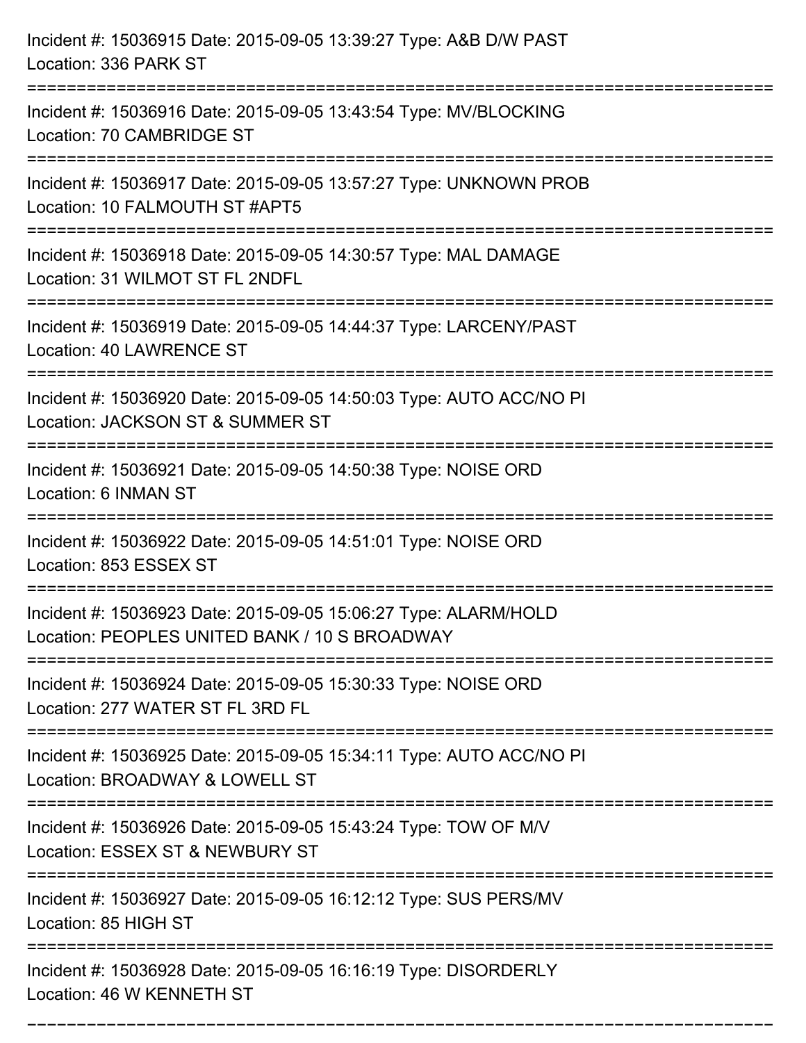Incident #: 15036915 Date: 2015-09-05 13:39:27 Type: A&B D/W PAST
Location: 336 PARK ST

===========================================================================

Incident #: 15036916 Date: 2015-09-05 13:43:54 Type: MV/BLOCKING
Location: 70 CAMBRIDGE ST

===========================================================================

Incident #: 15036917 Date: 2015-09-05 13:57:27 Type: UNKNOWN PROB
Location: 10 FALMOUTH ST #APT5

===========================================================================

Incident #: 15036918 Date: 2015-09-05 14:30:57 Type: MAL DAMAGE
Location: 31 WILMOT ST FL 2NDFL

===========================================================================

Incident #: 15036919 Date: 2015-09-05 14:44:37 Type: LARCENY/PAST
Location: 40 LAWRENCE ST

===========================================================================

Incident #: 15036920 Date: 2015-09-05 14:50:03 Type: AUTO ACC/NO PI
Location: JACKSON ST & SUMMER ST

===========================================================================

Incident #: 15036921 Date: 2015-09-05 14:50:38 Type: NOISE ORD
Location: 6 INMAN ST

===========================================================================

Incident #: 15036922 Date: 2015-09-05 14:51:01 Type: NOISE ORD
Location: 853 ESSEX ST

===========================================================================

Incident #: 15036923 Date: 2015-09-05 15:06:27 Type: ALARM/HOLD
Location: PEOPLES UNITED BANK / 10 S BROADWAY

===========================================================================

Incident #: 15036924 Date: 2015-09-05 15:30:33 Type: NOISE ORD
Location: 277 WATER ST FL 3RD FL

===========================================================================

Incident #: 15036925 Date: 2015-09-05 15:34:11 Type: AUTO ACC/NO PI
Location: BROADWAY & LOWELL ST

===========================================================================

Incident #: 15036926 Date: 2015-09-05 15:43:24 Type: TOW OF M/V
Location: ESSEX ST & NEWBURY ST

===========================================================================

Incident #: 15036927 Date: 2015-09-05 16:12:12 Type: SUS PERS/MV
Location: 85 HIGH ST

===========================================================================

Incident #: 15036928 Date: 2015-09-05 16:16:19 Type: DISORDERLY
Location: 46 W KENNETH ST

===========================================================================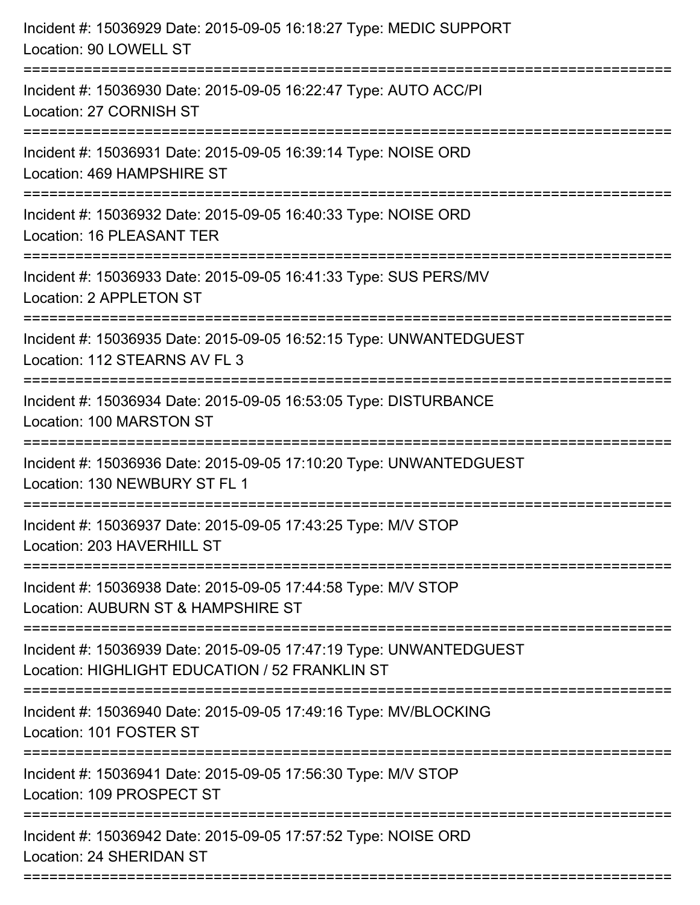Incident #: 15036929 Date: 2015-09-05 16:18:27 Type: MEDIC SUPPORT
Location: 90 LOWELL ST

===========================================================================

Incident #: 15036930 Date: 2015-09-05 16:22:47 Type: AUTO ACC/PI
Location: 27 CORNISH ST

===========================================================================

Incident #: 15036931 Date: 2015-09-05 16:39:14 Type: NOISE ORD
Location: 469 HAMPSHIRE ST

===========================================================================

Incident #: 15036932 Date: 2015-09-05 16:40:33 Type: NOISE ORD
Location: 16 PLEASANT TER

===========================================================================

Incident #: 15036933 Date: 2015-09-05 16:41:33 Type: SUS PERS/MV
Location: 2 APPLETON ST

===========================================================================

Incident #: 15036935 Date: 2015-09-05 16:52:15 Type: UNWANTEDGUEST
Location: 112 STEARNS AV FL 3

===========================================================================

Incident #: 15036934 Date: 2015-09-05 16:53:05 Type: DISTURBANCE
Location: 100 MARSTON ST

===========================================================================

Incident #: 15036936 Date: 2015-09-05 17:10:20 Type: UNWANTEDGUEST
Location: 130 NEWBURY ST FL 1

===========================================================================

Incident #: 15036937 Date: 2015-09-05 17:43:25 Type: M/V STOP
Location: 203 HAVERHILL ST

===========================================================================

Incident #: 15036938 Date: 2015-09-05 17:44:58 Type: M/V STOP
Location: AUBURN ST & HAMPSHIRE ST

===========================================================================

Incident #: 15036939 Date: 2015-09-05 17:47:19 Type: UNWANTEDGUEST
Location: HIGHLIGHT EDUCATION / 52 FRANKLIN ST

===========================================================================

Incident #: 15036940 Date: 2015-09-05 17:49:16 Type: MV/BLOCKING
Location: 101 FOSTER ST

===========================================================================

Incident #: 15036941 Date: 2015-09-05 17:56:30 Type: M/V STOP
Location: 109 PROSPECT ST

===========================================================================

Incident #: 15036942 Date: 2015-09-05 17:57:52 Type: NOISE ORD
Location: 24 SHERIDAN ST

===========================================================================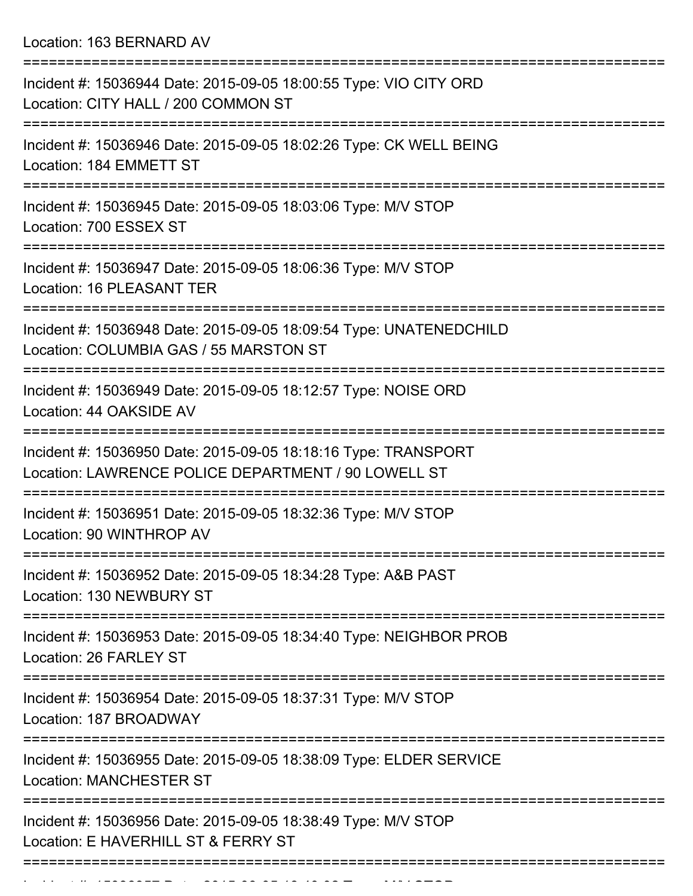Location: 163 BERNARD AV

===========================================================================

Incident #: 15036944 Date: 2015-09-05 18:00:55 Type: VIO CITY ORD
Location: CITY HALL / 200 COMMON ST

===========================================================================

Incident #: 15036946 Date: 2015-09-05 18:02:26 Type: CK WELL BEING
Location: 184 EMMETT ST

===========================================================================

Incident #: 15036945 Date: 2015-09-05 18:03:06 Type: M/V STOP
Location: 700 ESSEX ST

===========================================================================

Incident #: 15036947 Date: 2015-09-05 18:06:36 Type: M/V STOP
Location: 16 PLEASANT TER

===========================================================================

Incident #: 15036948 Date: 2015-09-05 18:09:54 Type: UNATENEDCHILD
Location: COLUMBIA GAS / 55 MARSTON ST

===========================================================================

Incident #: 15036949 Date: 2015-09-05 18:12:57 Type: NOISE ORD
Location: 44 OAKSIDE AV

===========================================================================

Incident #: 15036950 Date: 2015-09-05 18:18:16 Type: TRANSPORT
Location: LAWRENCE POLICE DEPARTMENT / 90 LOWELL ST

===========================================================================

Incident #: 15036951 Date: 2015-09-05 18:32:36 Type: M/V STOP
Location: 90 WINTHROP AV

===========================================================================

Incident #: 15036952 Date: 2015-09-05 18:34:28 Type: A&B PAST
Location: 130 NEWBURY ST

===========================================================================

Incident #: 15036953 Date: 2015-09-05 18:34:40 Type: NEIGHBOR PROB
Location: 26 FARLEY ST

===========================================================================

Incident #: 15036954 Date: 2015-09-05 18:37:31 Type: M/V STOP
Location: 187 BROADWAY

===========================================================================

Incident #: 15036955 Date: 2015-09-05 18:38:09 Type: ELDER SERVICE
Location: MANCHESTER ST

===========================================================================

Incident #: 15036956 Date: 2015-09-05 18:38:49 Type: M/V STOP
Location: E HAVERHILL ST & FERRY ST

===========================================================================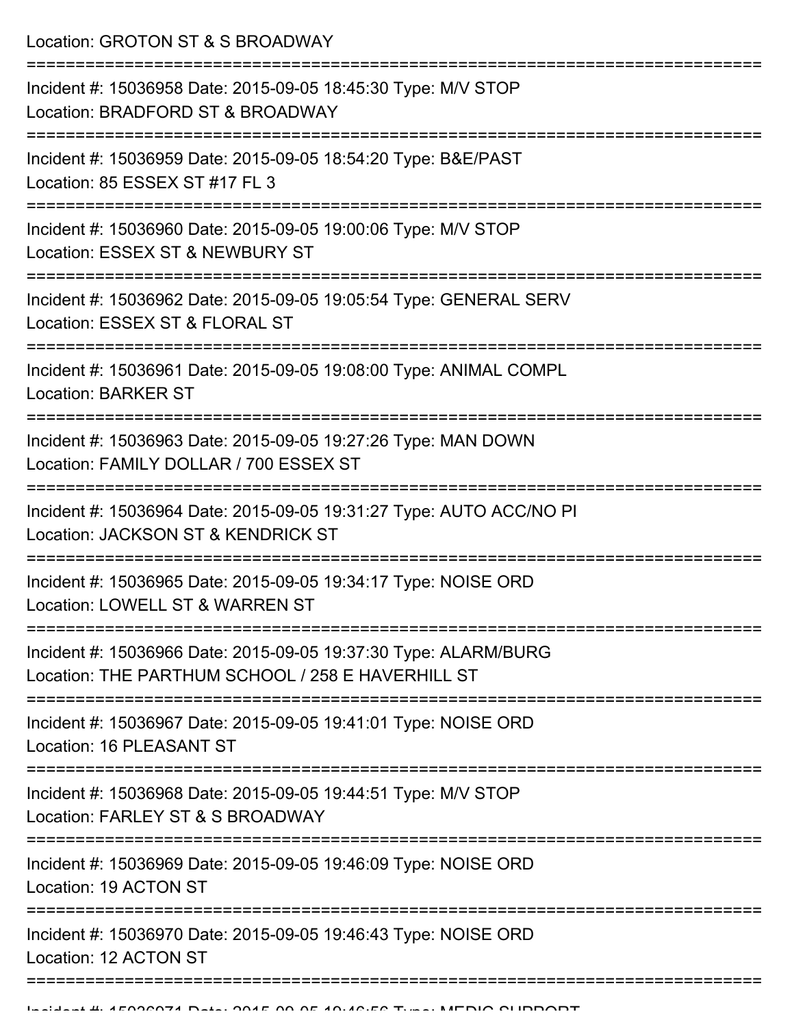Location: GROTON ST & S BROADWAY

===========================================================================

Incident #: 15036958 Date: 2015-09-05 18:45:30 Type: M/V STOP
Location: BRADFORD ST & BROADWAY

===========================================================================

Incident #: 15036959 Date: 2015-09-05 18:54:20 Type: B&E/PAST
Location: 85 ESSEX ST #17 FL 3

===========================================================================

Incident #: 15036960 Date: 2015-09-05 19:00:06 Type: M/V STOP
Location: ESSEX ST & NEWBURY ST

===========================================================================

Incident #: 15036962 Date: 2015-09-05 19:05:54 Type: GENERAL SERV
Location: ESSEX ST & FLORAL ST

===========================================================================

Incident #: 15036961 Date: 2015-09-05 19:08:00 Type: ANIMAL COMPL
Location: BARKER ST

===========================================================================

Incident #: 15036963 Date: 2015-09-05 19:27:26 Type: MAN DOWN
Location: FAMILY DOLLAR / 700 ESSEX ST

===========================================================================

Incident #: 15036964 Date: 2015-09-05 19:31:27 Type: AUTO ACC/NO PI
Location: JACKSON ST & KENDRICK ST

===========================================================================

Incident #: 15036965 Date: 2015-09-05 19:34:17 Type: NOISE ORD
Location: LOWELL ST & WARREN ST

===========================================================================

Incident #: 15036966 Date: 2015-09-05 19:37:30 Type: ALARM/BURG
Location: THE PARTHUM SCHOOL / 258 E HAVERHILL ST

===========================================================================

Incident #: 15036967 Date: 2015-09-05 19:41:01 Type: NOISE ORD
Location: 16 PLEASANT ST

===========================================================================

Incident #: 15036968 Date: 2015-09-05 19:44:51 Type: M/V STOP
Location: FARLEY ST & S BROADWAY

===========================================================================

Incident #: 15036969 Date: 2015-09-05 19:46:09 Type: NOISE ORD
Location: 19 ACTON ST

===========================================================================

Incident #: 15036970 Date: 2015-09-05 19:46:43 Type: NOISE ORD
Location: 12 ACTON ST

===========================================================================

Incident #: 15036971 Date: 2015-09-05 19:46:56 Type: MEDIC SUPPORT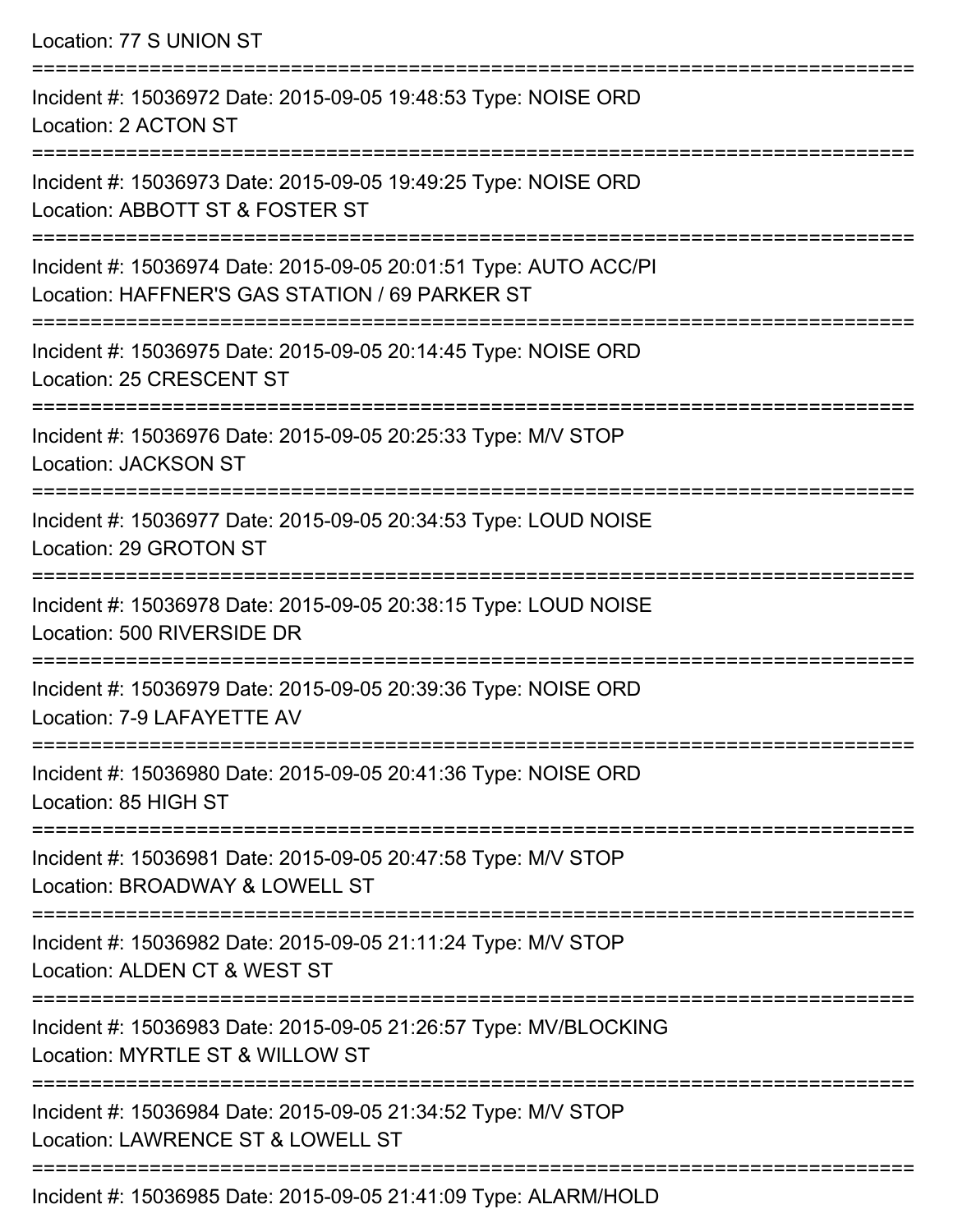Location: 77 S UNION ST

===========================================================================

Incident #: 15036972 Date: 2015-09-05 19:48:53 Type: NOISE ORD
Location: 2 ACTON ST

===========================================================================

Incident #: 15036973 Date: 2015-09-05 19:49:25 Type: NOISE ORD
Location: ABBOTT ST & FOSTER ST

===========================================================================

Incident #: 15036974 Date: 2015-09-05 20:01:51 Type: AUTO ACC/PI
Location: HAFFNER'S GAS STATION / 69 PARKER ST

===========================================================================

Incident #: 15036975 Date: 2015-09-05 20:14:45 Type: NOISE ORD
Location: 25 CRESCENT ST

===========================================================================

Incident #: 15036976 Date: 2015-09-05 20:25:33 Type: M/V STOP
Location: JACKSON ST

===========================================================================

Incident #: 15036977 Date: 2015-09-05 20:34:53 Type: LOUD NOISE
Location: 29 GROTON ST

===========================================================================

Incident #: 15036978 Date: 2015-09-05 20:38:15 Type: LOUD NOISE
Location: 500 RIVERSIDE DR

===========================================================================

Incident #: 15036979 Date: 2015-09-05 20:39:36 Type: NOISE ORD
Location: 7-9 LAFAYETTE AV

===========================================================================

Incident #: 15036980 Date: 2015-09-05 20:41:36 Type: NOISE ORD
Location: 85 HIGH ST

===========================================================================

Incident #: 15036981 Date: 2015-09-05 20:47:58 Type: M/V STOP
Location: BROADWAY & LOWELL ST

===========================================================================

Incident #: 15036982 Date: 2015-09-05 21:11:24 Type: M/V STOP
Location: ALDEN CT & WEST ST

===========================================================================

Incident #: 15036983 Date: 2015-09-05 21:26:57 Type: MV/BLOCKING
Location: MYRTLE ST & WILLOW ST

===========================================================================

Incident #: 15036984 Date: 2015-09-05 21:34:52 Type: M/V STOP
Location: LAWRENCE ST & LOWELL ST

===========================================================================

Incident #: 15036985 Date: 2015-09-05 21:41:09 Type: ALARM/HOLD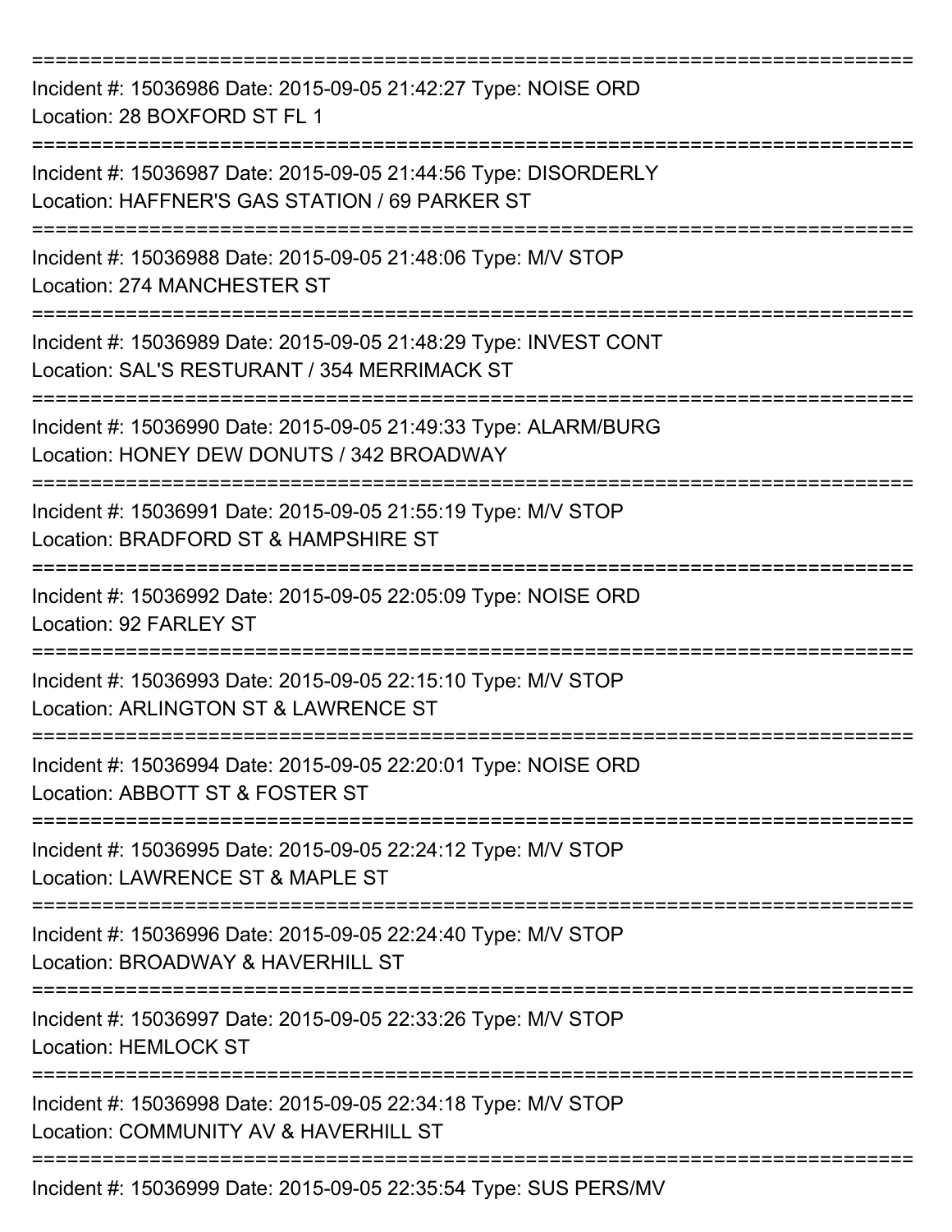===========================================================================

Incident #: 15036986 Date: 2015-09-05 21:42:27 Type: NOISE ORD
Location: 28 BOXFORD ST FL 1

===========================================================================

Incident #: 15036987 Date: 2015-09-05 21:44:56 Type: DISORDERLY
Location: HAFFNER'S GAS STATION / 69 PARKER ST

===========================================================================

Incident #: 15036988 Date: 2015-09-05 21:48:06 Type: M/V STOP
Location: 274 MANCHESTER ST

===========================================================================

Incident #: 15036989 Date: 2015-09-05 21:48:29 Type: INVEST CONT
Location: SAL'S RESTURANT / 354 MERRIMACK ST

===========================================================================

Incident #: 15036990 Date: 2015-09-05 21:49:33 Type: ALARM/BURG
Location: HONEY DEW DONUTS / 342 BROADWAY

===========================================================================

Incident #: 15036991 Date: 2015-09-05 21:55:19 Type: M/V STOP
Location: BRADFORD ST & HAMPSHIRE ST

===========================================================================

Incident #: 15036992 Date: 2015-09-05 22:05:09 Type: NOISE ORD
Location: 92 FARLEY ST

===========================================================================

Incident #: 15036993 Date: 2015-09-05 22:15:10 Type: M/V STOP
Location: ARLINGTON ST & LAWRENCE ST

===========================================================================

Incident #: 15036994 Date: 2015-09-05 22:20:01 Type: NOISE ORD
Location: ABBOTT ST & FOSTER ST

===========================================================================

Incident #: 15036995 Date: 2015-09-05 22:24:12 Type: M/V STOP
Location: LAWRENCE ST & MAPLE ST

===========================================================================

Incident #: 15036996 Date: 2015-09-05 22:24:40 Type: M/V STOP
Location: BROADWAY & HAVERHILL ST

===========================================================================

Incident #: 15036997 Date: 2015-09-05 22:33:26 Type: M/V STOP
Location: HEMLOCK ST

===========================================================================

Incident #: 15036998 Date: 2015-09-05 22:34:18 Type: M/V STOP
Location: COMMUNITY AV & HAVERHILL ST

===========================================================================

Incident #: 15036999 Date: 2015-09-05 22:35:54 Type: SUS PERS/MV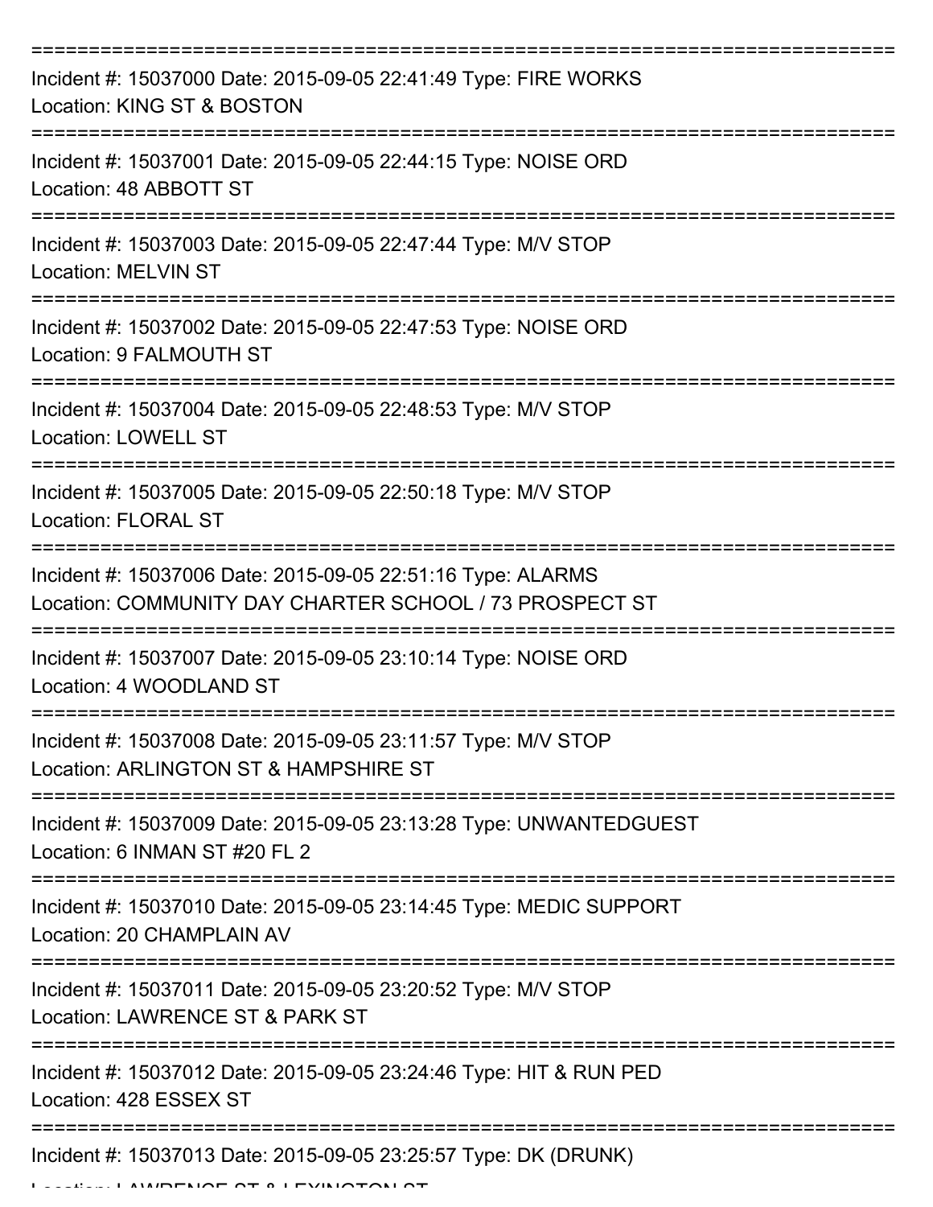Incident #: 15037000 Date: 2015-09-05 22:41:49 Type: FIRE WORKS
Location: KING ST & BOSTON

Incident #: 15037001 Date: 2015-09-05 22:44:15 Type: NOISE ORD
Location: 48 ABBOTT ST

Incident #: 15037003 Date: 2015-09-05 22:47:44 Type: M/V STOP
Location: MELVIN ST

Incident #: 15037002 Date: 2015-09-05 22:47:53 Type: NOISE ORD
Location: 9 FALMOUTH ST

Incident #: 15037004 Date: 2015-09-05 22:48:53 Type: M/V STOP
Location: LOWELL ST

Incident #: 15037005 Date: 2015-09-05 22:50:18 Type: M/V STOP
Location: FLORAL ST

Incident #: 15037006 Date: 2015-09-05 22:51:16 Type: ALARMS
Location: COMMUNITY DAY CHARTER SCHOOL / 73 PROSPECT ST

Incident #: 15037007 Date: 2015-09-05 23:10:14 Type: NOISE ORD
Location: 4 WOODLAND ST

Incident #: 15037008 Date: 2015-09-05 23:11:57 Type: M/V STOP
Location: ARLINGTON ST & HAMPSHIRE ST

Incident #: 15037009 Date: 2015-09-05 23:13:28 Type: UNWANTEDGUEST
Location: 6 INMAN ST #20 FL 2

Incident #: 15037010 Date: 2015-09-05 23:14:45 Type: MEDIC SUPPORT
Location: 20 CHAMPLAIN AV

Incident #: 15037011 Date: 2015-09-05 23:20:52 Type: M/V STOP
Location: LAWRENCE ST & PARK ST

Incident #: 15037012 Date: 2015-09-05 23:24:46 Type: HIT & RUN PED
Location: 428 ESSEX ST

Incident #: 15037013 Date: 2015-09-05 23:25:57 Type: DK (DRUNK)
Location: LAWRENCE ST & LEXINGTON ST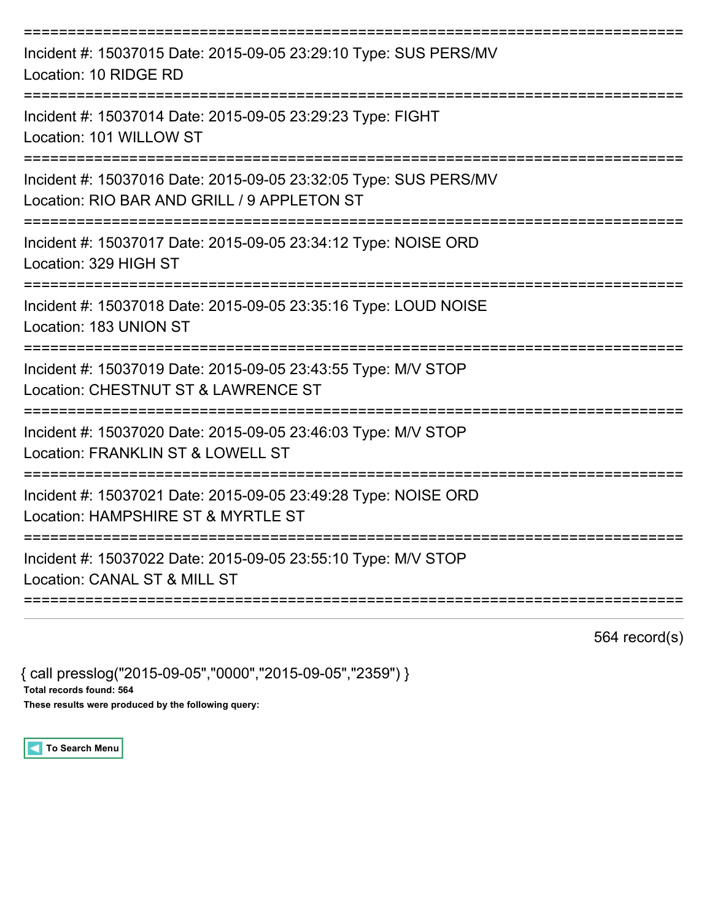===========================================================================

Incident #: 15037015 Date: 2015-09-05 23:29:10 Type: SUS PERS/MV
Location: 10 RIDGE RD

===========================================================================

Incident #: 15037014 Date: 2015-09-05 23:29:23 Type: FIGHT
Location: 101 WILLOW ST

===========================================================================

Incident #: 15037016 Date: 2015-09-05 23:32:05 Type: SUS PERS/MV
Location: RIO BAR AND GRILL / 9 APPLETON ST

===========================================================================

Incident #: 15037017 Date: 2015-09-05 23:34:12 Type: NOISE ORD
Location: 329 HIGH ST

===========================================================================

Incident #: 15037018 Date: 2015-09-05 23:35:16 Type: LOUD NOISE
Location: 183 UNION ST

===========================================================================

Incident #: 15037019 Date: 2015-09-05 23:43:55 Type: M/V STOP
Location: CHESTNUT ST & LAWRENCE ST

===========================================================================

Incident #: 15037020 Date: 2015-09-05 23:46:03 Type: M/V STOP
Location: FRANKLIN ST & LOWELL ST

===========================================================================

Incident #: 15037021 Date: 2015-09-05 23:49:28 Type: NOISE ORD
Location: HAMPSHIRE ST & MYRTLE ST

===========================================================================

Incident #: 15037022 Date: 2015-09-05 23:55:10 Type: M/V STOP
Location: CANAL ST & MILL ST

===========================================================================

564 record(s)

{ call presslog("2015-09-05","0000","2015-09-05","2359") }

**Total records found: 564**

**These results were produced by the following query:**

To Search Menu